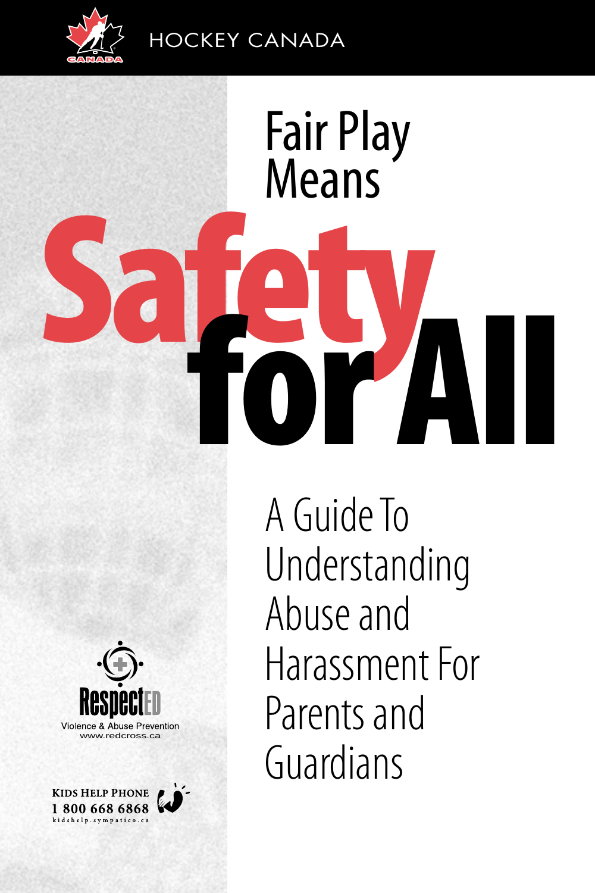HOCKEY CANADA

# Fair Play Means Safety for All

## A Guide To Understanding Abuse and Harassment For Parents and Guardians

RespectED
Violence & Abuse Prevention
www.redcross.ca

KIDS HELP PHONE
1 800 668 6868
kidshelp.sympatico.ca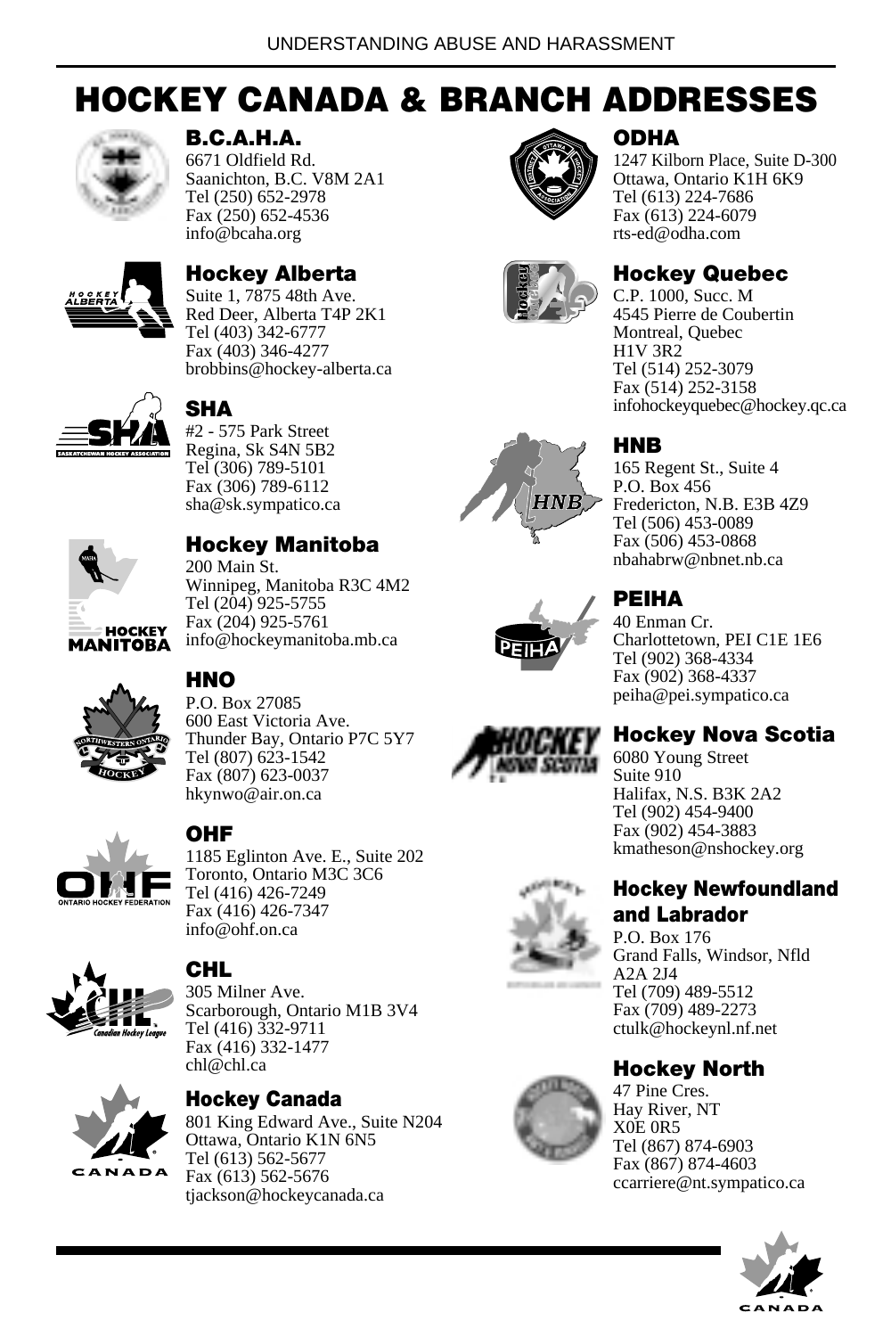# HOCKEY CANADA & BRANCH ADDRESSES

## B.C.A.H.A.

6671 Oldfield Rd.
Saanichton, B.C. V8M 2A1
Tel (250) 652-2978
Fax (250) 652-4536
info@bcaha.org

## Hockey Alberta

Suite 1, 7875 48th Ave.
Red Deer, Alberta T4P 2K1
Tel (403) 342-6777
Fax (403) 346-4277
brobbins@hockey-alberta.ca

## SHA

#2 - 575 Park Street
Regina, Sk S4N 5B2
Tel (306) 789-5101
Fax (306) 789-6112
sha@sk.sympatico.ca

## Hockey Manitoba

200 Main St.
Winnipeg, Manitoba R3C 4M2
Tel (204) 925-5755
Fax (204) 925-5761
info@hockeymanitoba.mb.ca

## HNO

P.O. Box 27085
600 East Victoria Ave.
Thunder Bay, Ontario P7C 5Y7
Tel (807) 623-1542
Fax (807) 623-0037
hkynwo@air.on.ca

## OHF

1185 Eglinton Ave. E., Suite 202
Toronto, Ontario M3C 3C6
Tel (416) 426-7249
Fax (416) 426-7347
info@ohf.on.ca

## CHL

305 Milner Ave.
Scarborough, Ontario M1B 3V4
Tel (416) 332-9711
Fax (416) 332-1477
chl@chl.ca

## Hockey Canada

801 King Edward Ave., Suite N204
Ottawa, Ontario K1N 6N5
Tel (613) 562-5677
Fax (613) 562-5676
tjackson@hockeycanada.ca

## ODHA

1247 Kilborn Place, Suite D-300
Ottawa, Ontario K1H 6K9
Tel (613) 224-7686
Fax (613) 224-6079
rts-ed@odha.com

## Hockey Quebec

C.P. 1000, Succ. M
4545 Pierre de Coubertin
Montreal, Quebec
H1V 3R2
Tel (514) 252-3079
Fax (514) 252-3158
infohockeyquebec@hockey.qc.ca

## HNB

165 Regent St., Suite 4
P.O. Box 456
Fredericton, N.B. E3B 4Z9
Tel (506) 453-0089
Fax (506) 453-0868
nbahabrw@nbnet.nb.ca

## PEIHA

40 Enman Cr.
Charlottetown, PEI C1E 1E6
Tel (902) 368-4334
Fax (902) 368-4337
peiha@pei.sympatico.ca

## Hockey Nova Scotia

6080 Young Street
Suite 910
Halifax, N.S. B3K 2A2
Tel (902) 454-9400
Fax (902) 454-3883
kmatheson@nshockey.org

## Hockey Newfoundland and Labrador

P.O. Box 176
Grand Falls, Windsor, Nfld
A2A 2J4
Tel (709) 489-5512
Fax (709) 489-2273
ctulk@hockeynl.nf.net

## Hockey North

47 Pine Cres.
Hay River, NT
X0E 0R5
Tel (867) 874-6903
Fax (867) 874-4603
ccarriere@nt.sympatico.ca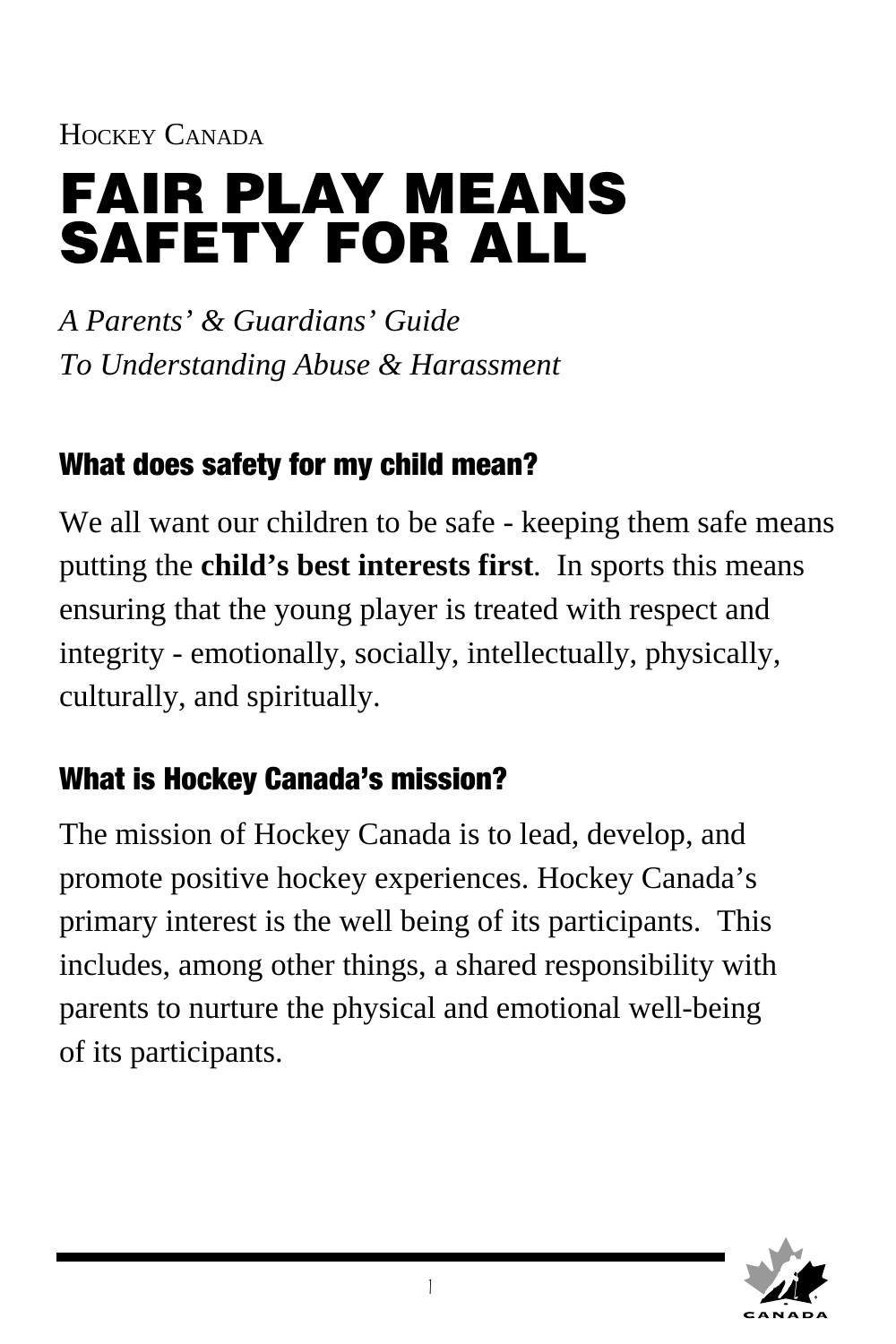Hockey Canada

# FAIR PLAY MEANS SAFETY FOR ALL

*A Parents' & Guardians' Guide*
*To Understanding Abuse & Harassment*

## What does safety for my child mean?

We all want our children to be safe - keeping them safe means putting the **child's best interests first**. In sports this means ensuring that the young player is treated with respect and integrity - emotionally, socially, intellectually, physically, culturally, and spiritually.

## What is Hockey Canada's mission?

The mission of Hockey Canada is to lead, develop, and promote positive hockey experiences. Hockey Canada's primary interest is the well being of its participants. This includes, among other things, a shared responsibility with parents to nurture the physical and emotional well-being of its participants.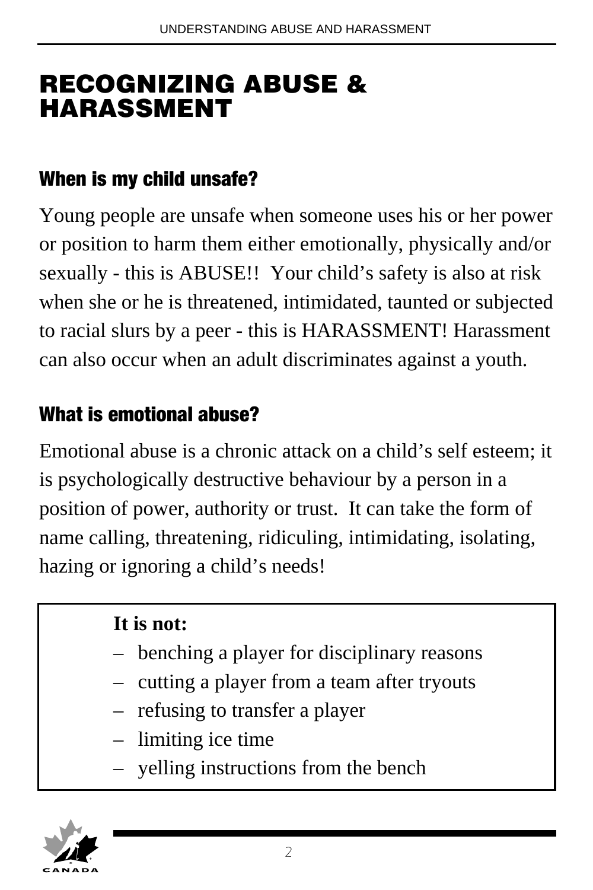# RECOGNIZING ABUSE & HARASSMENT

### When is my child unsafe?

Young people are unsafe when someone uses his or her power or position to harm them either emotionally, physically and/or sexually - this is ABUSE!! Your child's safety is also at risk when she or he is threatened, intimidated, taunted or subjected to racial slurs by a peer - this is HARASSMENT! Harassment can also occur when an adult discriminates against a youth.

### What is emotional abuse?

Emotional abuse is a chronic attack on a child's self esteem; it is psychologically destructive behaviour by a person in a position of power, authority or trust. It can take the form of name calling, threatening, ridiculing, intimidating, isolating, hazing or ignoring a child's needs!

**It is not:**

- benching a player for disciplinary reasons
- cutting a player from a team after tryouts
- refusing to transfer a player
- limiting ice time
- yelling instructions from the bench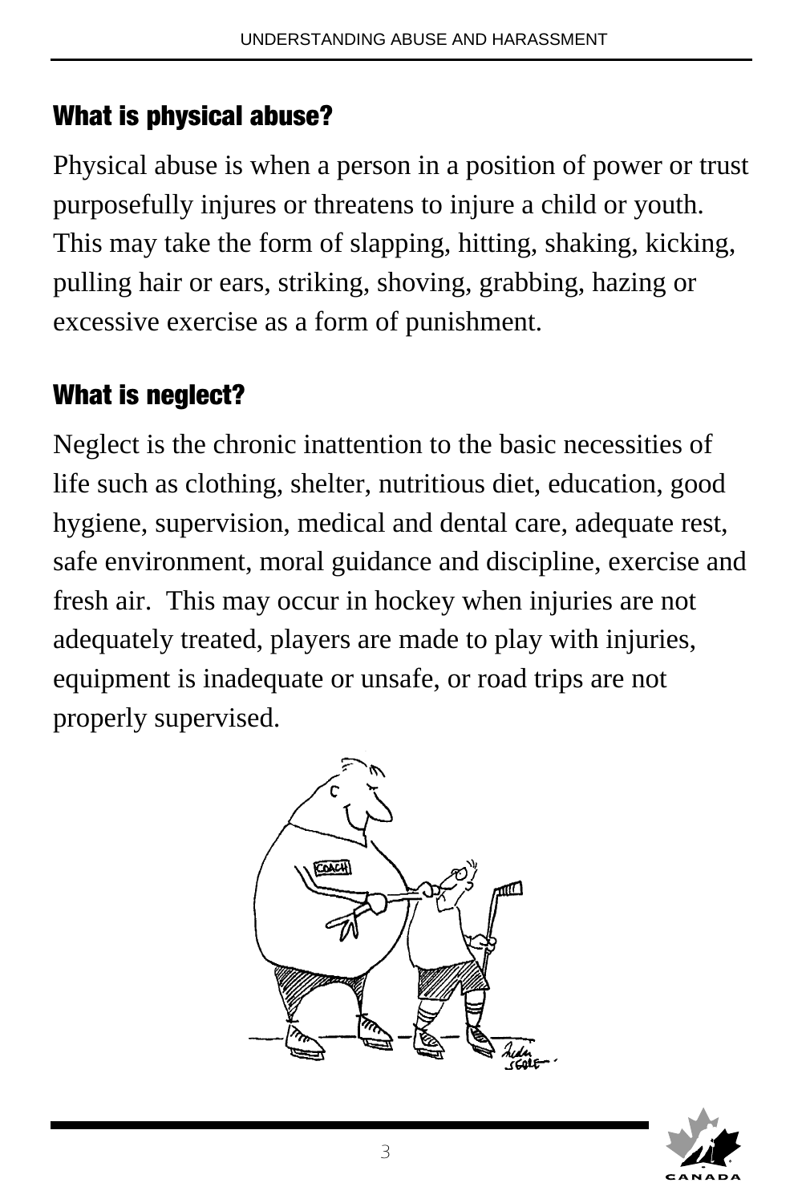## What is physical abuse?

Physical abuse is when a person in a position of power or trust purposefully injures or threatens to injure a child or youth. This may take the form of slapping, hitting, shaking, kicking, pulling hair or ears, striking, shoving, grabbing, hazing or excessive exercise as a form of punishment.

## What is neglect?

Neglect is the chronic inattention to the basic necessities of life such as clothing, shelter, nutritious diet, education, good hygiene, supervision, medical and dental care, adequate rest, safe environment, moral guidance and discipline, exercise and fresh air. This may occur in hockey when injuries are not adequately treated, players are made to play with injuries, equipment is inadequate or unsafe, or road trips are not properly supervised.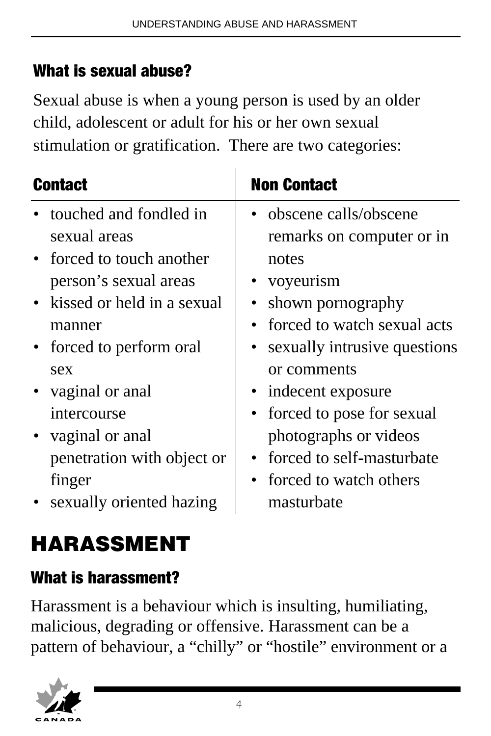### What is sexual abuse?

Sexual abuse is when a young person is used by an older child, adolescent or adult for his or her own sexual stimulation or gratification. There are two categories:

| Contact | Non Contact |
|---|---|
| • touched and fondled in sexual areas<br>• forced to touch another person's sexual areas<br>• kissed or held in a sexual manner<br>• forced to perform oral sex<br>• vaginal or anal intercourse<br>• vaginal or anal penetration with object or finger<br>• sexually oriented hazing | • obscene calls/obscene remarks on computer or in notes<br>• voyeurism<br>• shown pornography<br>• forced to watch sexual acts<br>• sexually intrusive questions or comments<br>• indecent exposure<br>• forced to pose for sexual photographs or videos<br>• forced to self-masturbate<br>• forced to watch others masturbate |

## HARASSMENT

### What is harassment?

Harassment is a behaviour which is insulting, humiliating, malicious, degrading or offensive. Harassment can be a pattern of behaviour, a "chilly" or "hostile" environment or a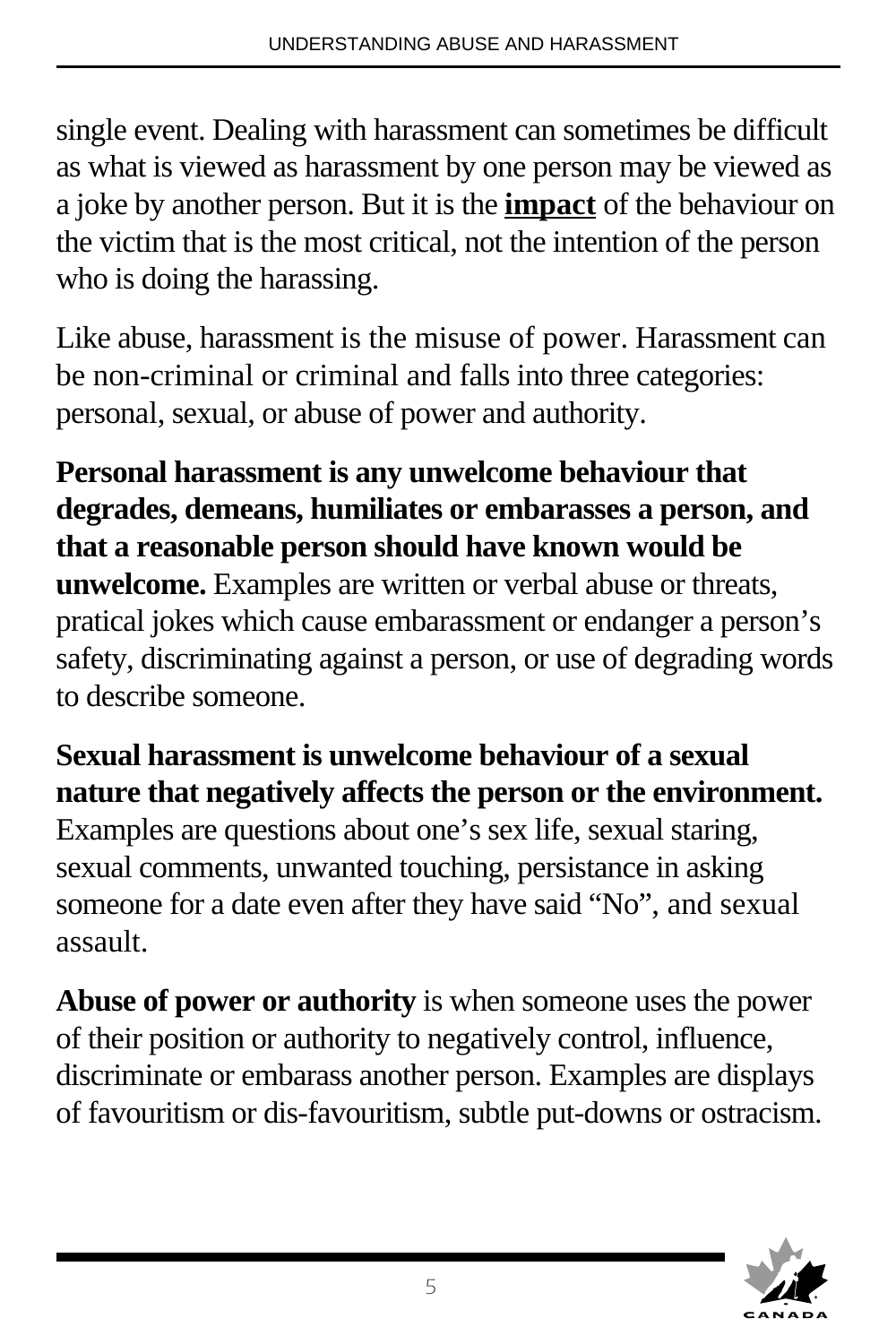single event. Dealing with harassment can sometimes be difficult as what is viewed as harassment by one person may be viewed as a joke by another person. But it is the <u>**impact**</u> of the behaviour on the victim that is the most critical, not the intention of the person who is doing the harassing.

Like abuse, harassment is the misuse of power. Harassment can be non-criminal or criminal and falls into three categories: personal, sexual, or abuse of power and authority.

**Personal harassment is any unwelcome behaviour that degrades, demeans, humiliates or embarasses a person, and that a reasonable person should have known would be unwelcome.** Examples are written or verbal abuse or threats, pratical jokes which cause embarassment or endanger a person's safety, discriminating against a person, or use of degrading words to describe someone.

**Sexual harassment is unwelcome behaviour of a sexual nature that negatively affects the person or the environment.** Examples are questions about one's sex life, sexual staring, sexual comments, unwanted touching, persistance in asking someone for a date even after they have said "No", and sexual assault.

**Abuse of power or authority** is when someone uses the power of their position or authority to negatively control, influence, discriminate or embarass another person. Examples are displays of favouritism or dis-favouritism, subtle put-downs or ostracism.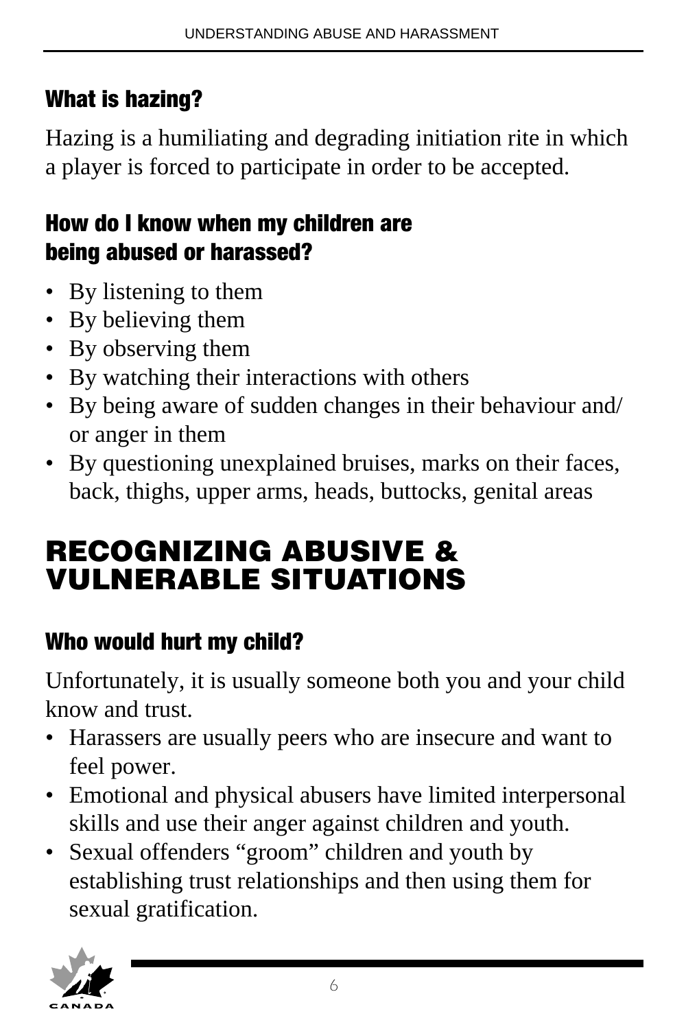### What is hazing?

Hazing is a humiliating and degrading initiation rite in which a player is forced to participate in order to be accepted.

### How do I know when my children are being abused or harassed?

- By listening to them
- By believing them
- By observing them
- By watching their interactions with others
- By being aware of sudden changes in their behaviour and/or anger in them
- By questioning unexplained bruises, marks on their faces, back, thighs, upper arms, heads, buttocks, genital areas

## RECOGNIZING ABUSIVE & VULNERABLE SITUATIONS

### Who would hurt my child?

Unfortunately, it is usually someone both you and your child know and trust.

- Harassers are usually peers who are insecure and want to feel power.
- Emotional and physical abusers have limited interpersonal skills and use their anger against children and youth.
- Sexual offenders "groom" children and youth by establishing trust relationships and then using them for sexual gratification.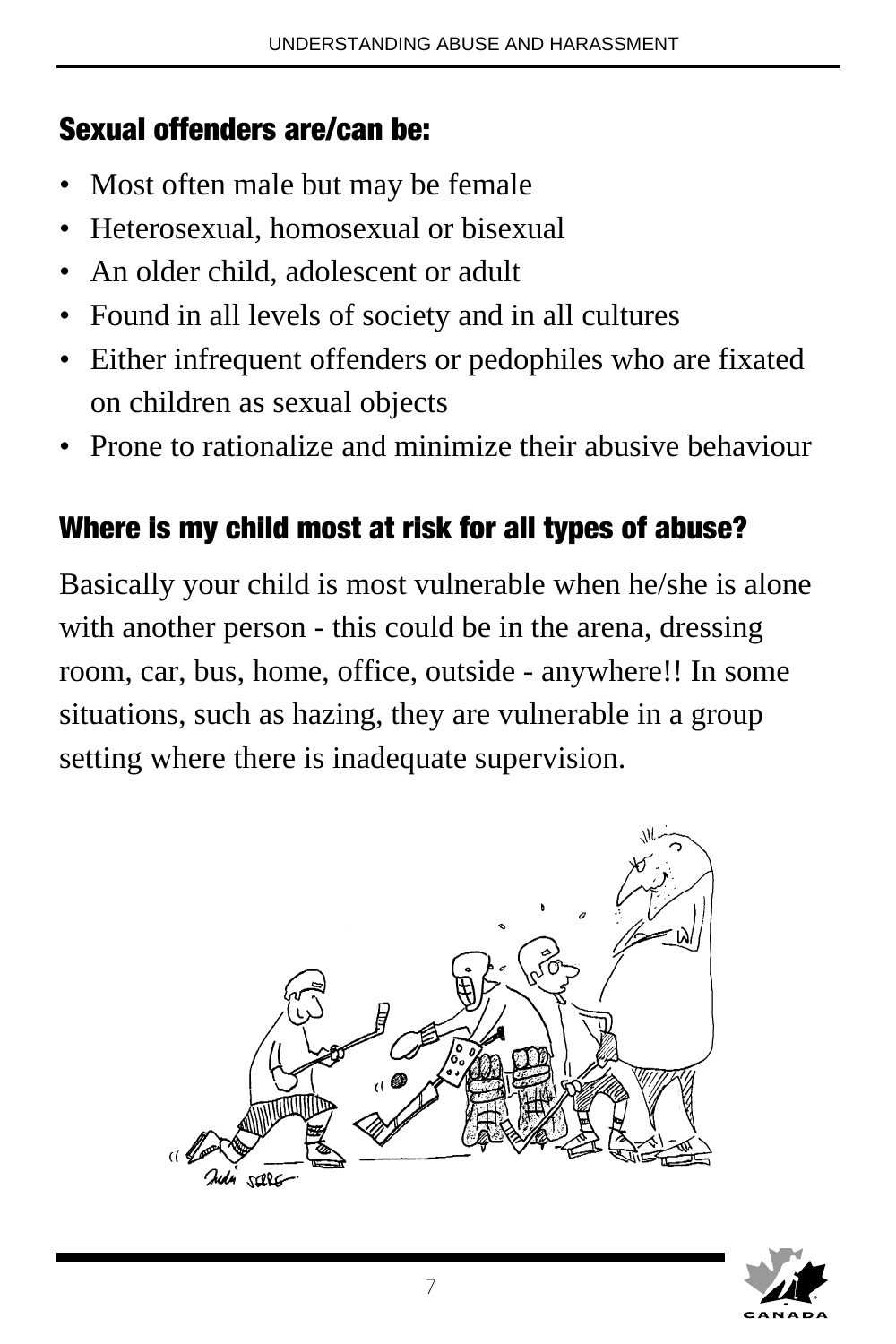## Sexual offenders are/can be:

- Most often male but may be female
- Heterosexual, homosexual or bisexual
- An older child, adolescent or adult
- Found in all levels of society and in all cultures
- Either infrequent offenders or pedophiles who are fixated on children as sexual objects
- Prone to rationalize and minimize their abusive behaviour

## Where is my child most at risk for all types of abuse?

Basically your child is most vulnerable when he/she is alone with another person - this could be in the arena, dressing room, car, bus, home, office, outside - anywhere!! In some situations, such as hazing, they are vulnerable in a group setting where there is inadequate supervision.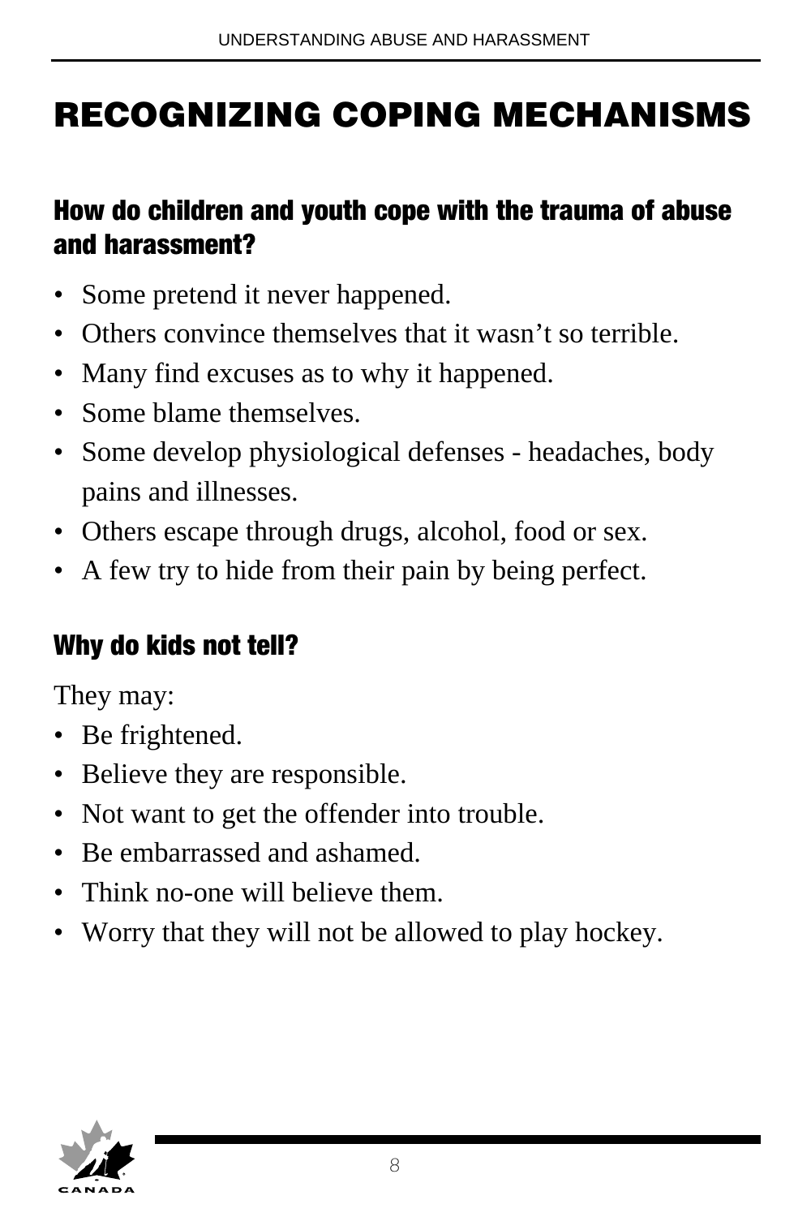# RECOGNIZING COPING MECHANISMS

## How do children and youth cope with the trauma of abuse and harassment?

- Some pretend it never happened.
- Others convince themselves that it wasn't so terrible.
- Many find excuses as to why it happened.
- Some blame themselves.
- Some develop physiological defenses - headaches, body pains and illnesses.
- Others escape through drugs, alcohol, food or sex.
- A few try to hide from their pain by being perfect.

## Why do kids not tell?

They may:

- Be frightened.
- Believe they are responsible.
- Not want to get the offender into trouble.
- Be embarrassed and ashamed.
- Think no-one will believe them.
- Worry that they will not be allowed to play hockey.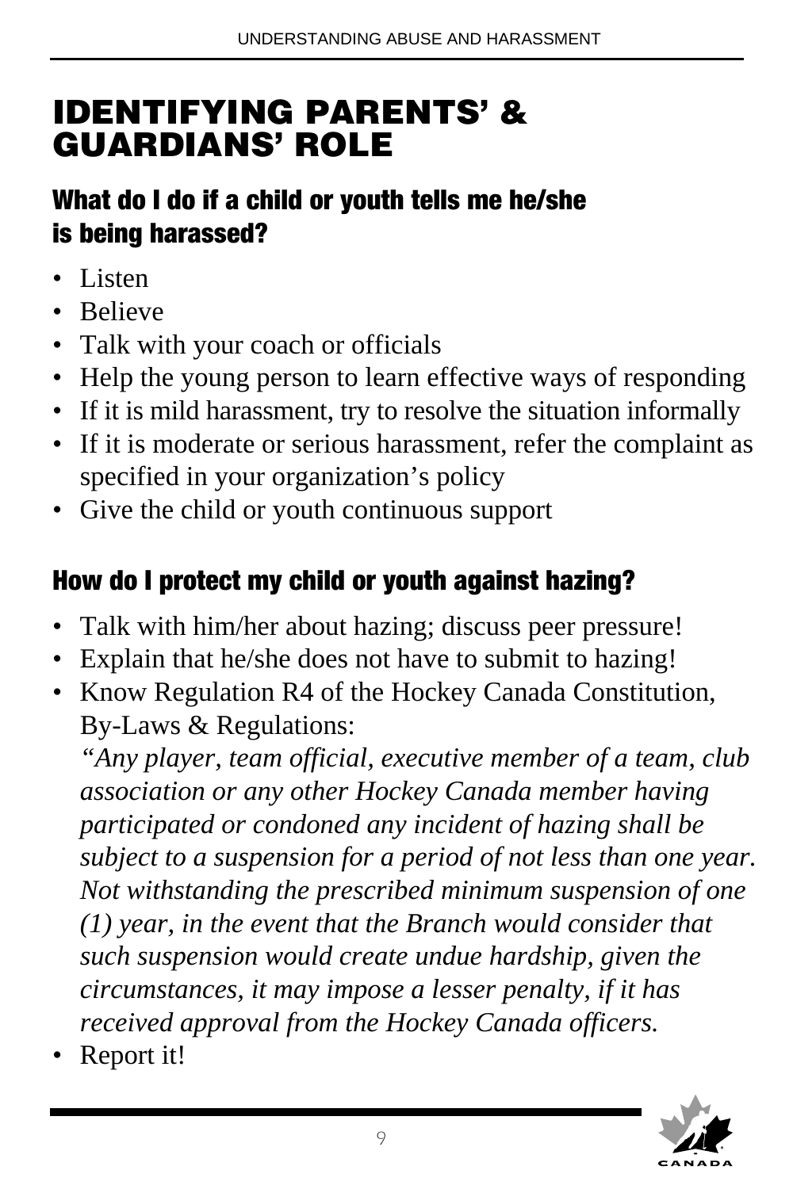# IDENTIFYING PARENTS' & GUARDIANS' ROLE

## What do I do if a child or youth tells me he/she is being harassed?

- Listen
- Believe
- Talk with your coach or officials
- Help the young person to learn effective ways of responding
- If it is mild harassment, try to resolve the situation informally
- If it is moderate or serious harassment, refer the complaint as specified in your organization's policy
- Give the child or youth continuous support

## How do I protect my child or youth against hazing?

- Talk with him/her about hazing; discuss peer pressure!
- Explain that he/she does not have to submit to hazing!
- Know Regulation R4 of the Hockey Canada Constitution, By-Laws & Regulations:
  *"Any player, team official, executive member of a team, club association or any other Hockey Canada member having participated or condoned any incident of hazing shall be subject to a suspension for a period of not less than one year. Not withstanding the prescribed minimum suspension of one (1) year, in the event that the Branch would consider that such suspension would create undue hardship, given the circumstances, it may impose a lesser penalty, if it has received approval from the Hockey Canada officers.*
- Report it!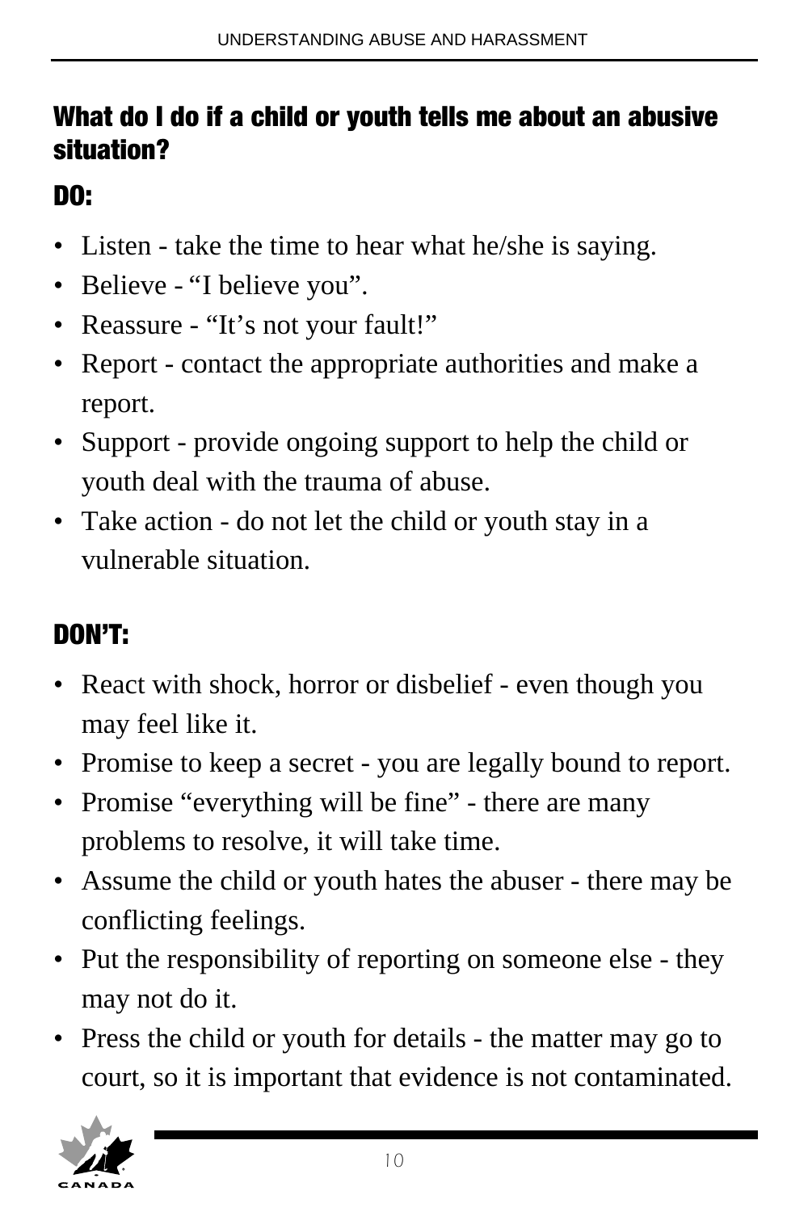## What do I do if a child or youth tells me about an abusive situation?

### DO:

- Listen - take the time to hear what he/she is saying.
- Believe - "I believe you".
- Reassure - "It's not your fault!"
- Report - contact the appropriate authorities and make a report.
- Support - provide ongoing support to help the child or youth deal with the trauma of abuse.
- Take action - do not let the child or youth stay in a vulnerable situation.

### DON'T:

- React with shock, horror or disbelief - even though you may feel like it.
- Promise to keep a secret - you are legally bound to report.
- Promise "everything will be fine" - there are many problems to resolve, it will take time.
- Assume the child or youth hates the abuser - there may be conflicting feelings.
- Put the responsibility of reporting on someone else - they may not do it.
- Press the child or youth for details - the matter may go to court, so it is important that evidence is not contaminated.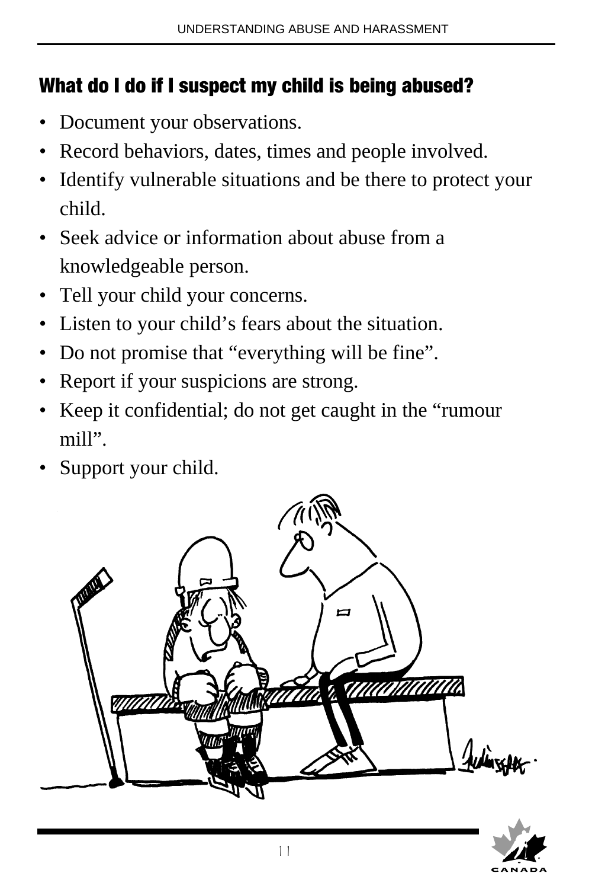## What do I do if I suspect my child is being abused?

- Document your observations.
- Record behaviors, dates, times and people involved.
- Identify vulnerable situations and be there to protect your child.
- Seek advice or information about abuse from a knowledgeable person.
- Tell your child your concerns.
- Listen to your child's fears about the situation.
- Do not promise that "everything will be fine".
- Report if your suspicions are strong.
- Keep it confidential; do not get caught in the "rumour mill".
- Support your child.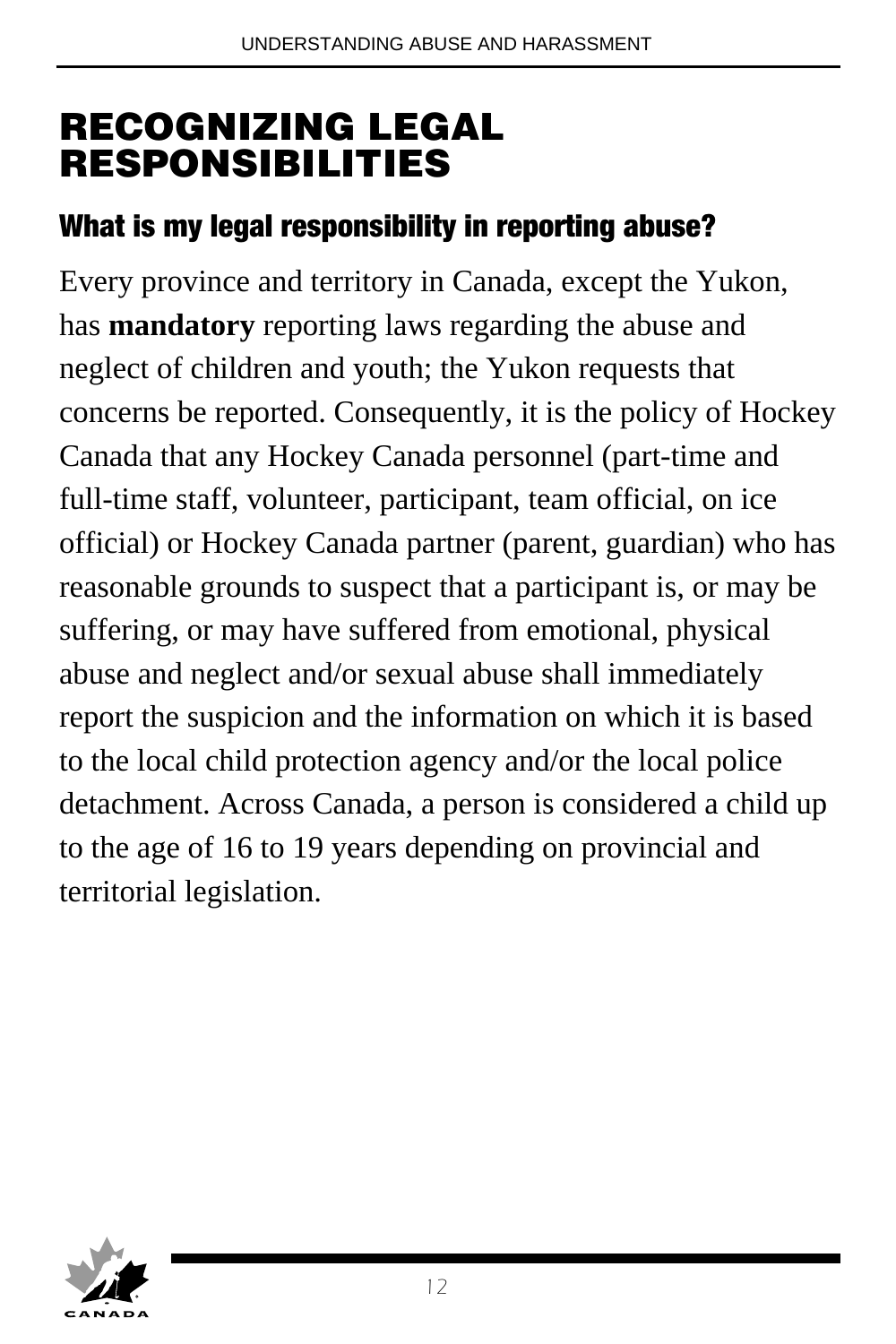# RECOGNIZING LEGAL RESPONSIBILITIES

## What is my legal responsibility in reporting abuse?

Every province and territory in Canada, except the Yukon, has **mandatory** reporting laws regarding the abuse and neglect of children and youth; the Yukon requests that concerns be reported. Consequently, it is the policy of Hockey Canada that any Hockey Canada personnel (part-time and full-time staff, volunteer, participant, team official, on ice official) or Hockey Canada partner (parent, guardian) who has reasonable grounds to suspect that a participant is, or may be suffering, or may have suffered from emotional, physical abuse and neglect and/or sexual abuse shall immediately report the suspicion and the information on which it is based to the local child protection agency and/or the local police detachment. Across Canada, a person is considered a child up to the age of 16 to 19 years depending on provincial and territorial legislation.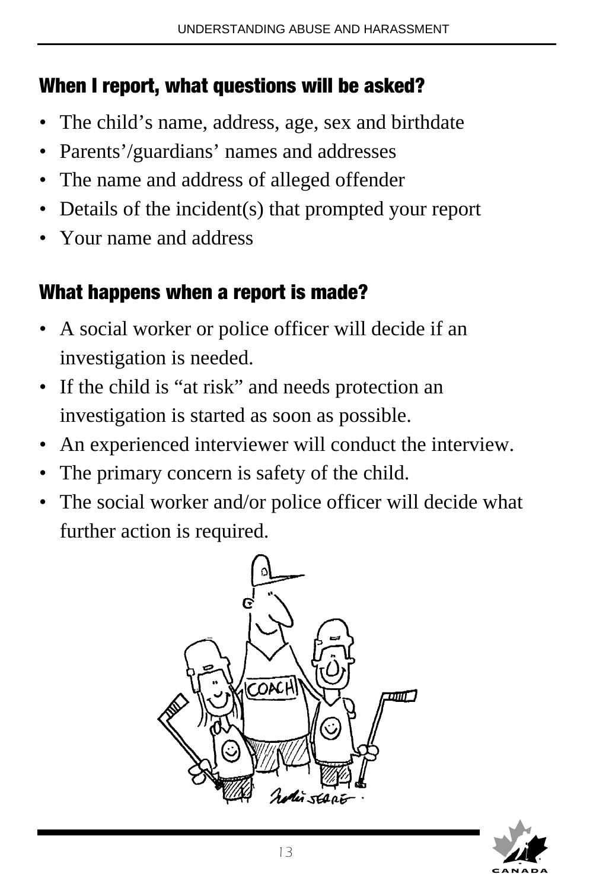## When I report, what questions will be asked?

- The child’s name, address, age, sex and birthdate
- Parents’/guardians’ names and addresses
- The name and address of alleged offender
- Details of the incident(s) that prompted your report
- Your name and address

## What happens when a report is made?

- A social worker or police officer will decide if an investigation is needed.
- If the child is “at risk” and needs protection an investigation is started as soon as possible.
- An experienced interviewer will conduct the interview.
- The primary concern is safety of the child.
- The social worker and/or police officer will decide what further action is required.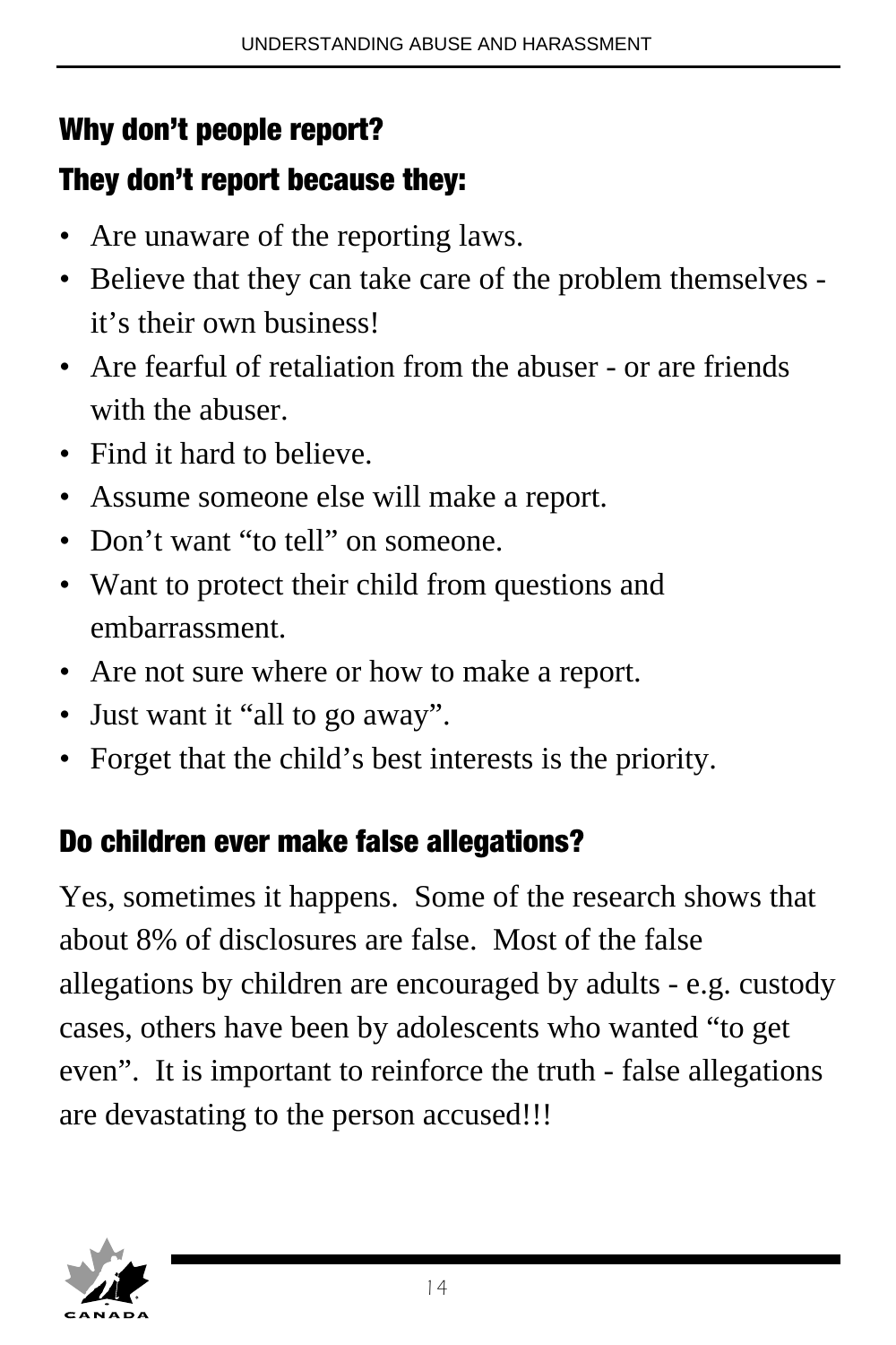## Why don't people report?

## They don't report because they:

- Are unaware of the reporting laws.
- Believe that they can take care of the problem themselves - it's their own business!
- Are fearful of retaliation from the abuser - or are friends with the abuser.
- Find it hard to believe.
- Assume someone else will make a report.
- Don't want "to tell" on someone.
- Want to protect their child from questions and embarrassment.
- Are not sure where or how to make a report.
- Just want it "all to go away".
- Forget that the child's best interests is the priority.

## Do children ever make false allegations?

Yes, sometimes it happens. Some of the research shows that about 8% of disclosures are false. Most of the false allegations by children are encouraged by adults - e.g. custody cases, others have been by adolescents who wanted "to get even". It is important to reinforce the truth - false allegations are devastating to the person accused!!!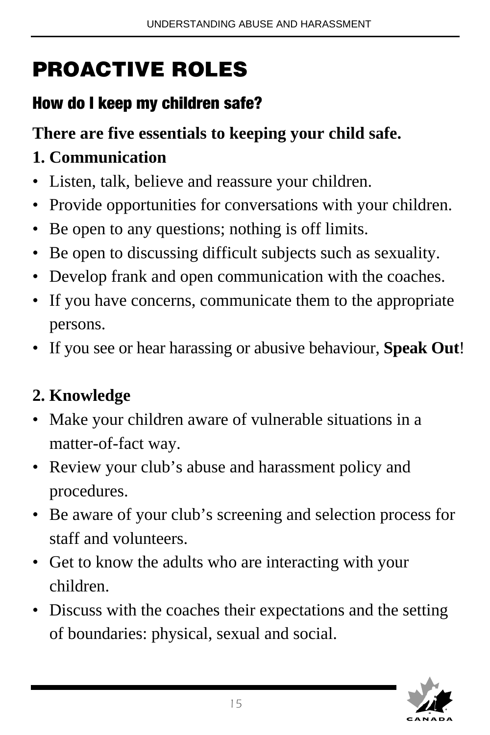# PROACTIVE ROLES

## How do I keep my children safe?

**There are five essentials to keeping your child safe.**

**1. Communication**

- Listen, talk, believe and reassure your children.
- Provide opportunities for conversations with your children.
- Be open to any questions; nothing is off limits.
- Be open to discussing difficult subjects such as sexuality.
- Develop frank and open communication with the coaches.
- If you have concerns, communicate them to the appropriate persons.
- If you see or hear harassing or abusive behaviour, **Speak Out**!

**2. Knowledge**

- Make your children aware of vulnerable situations in a matter-of-fact way.
- Review your club's abuse and harassment policy and procedures.
- Be aware of your club's screening and selection process for staff and volunteers.
- Get to know the adults who are interacting with your children.
- Discuss with the coaches their expectations and the setting of boundaries: physical, sexual and social.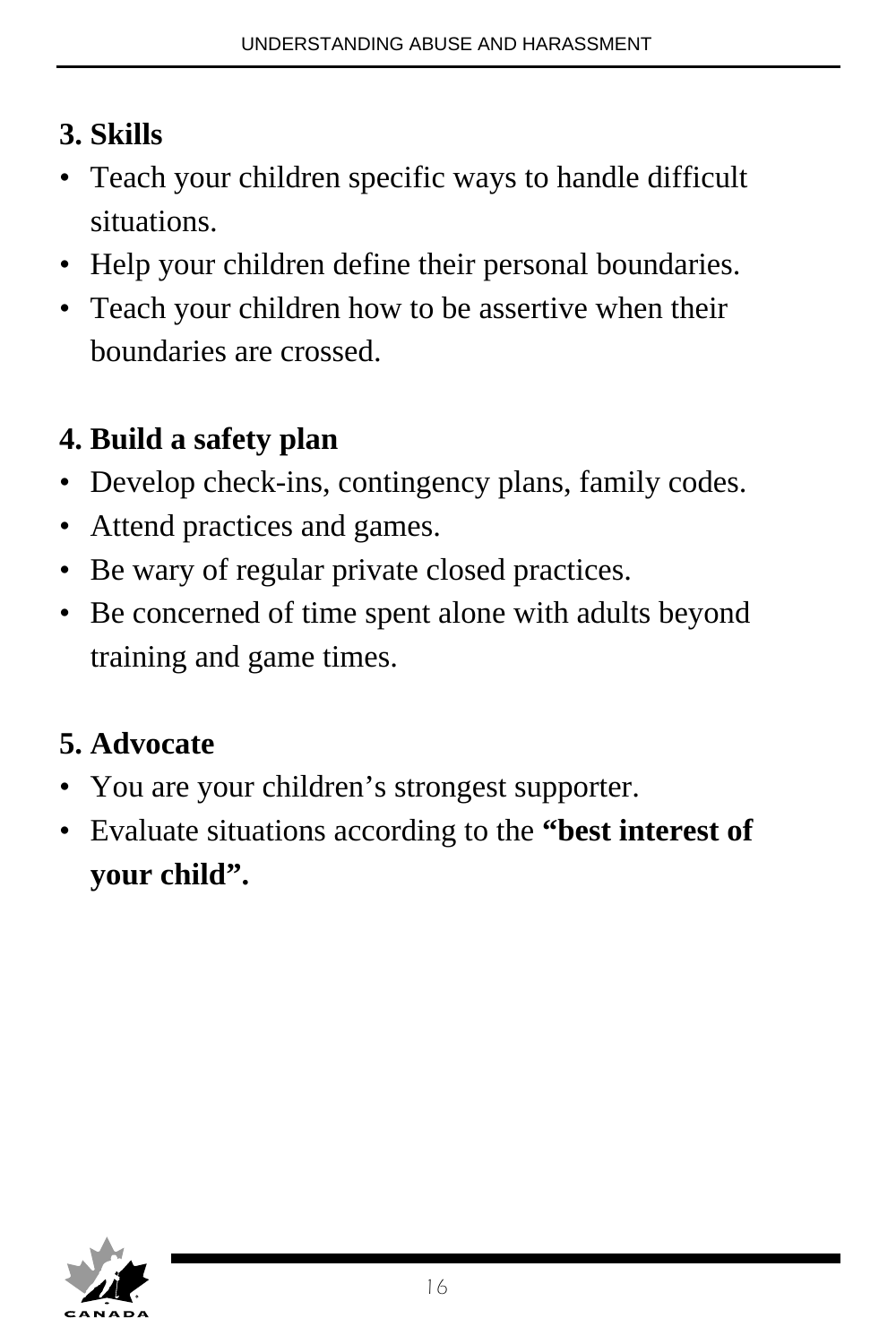**3. Skills**

- Teach your children specific ways to handle difficult situations.
- Help your children define their personal boundaries.
- Teach your children how to be assertive when their boundaries are crossed.

**4. Build a safety plan**

- Develop check-ins, contingency plans, family codes.
- Attend practices and games.
- Be wary of regular private closed practices.
- Be concerned of time spent alone with adults beyond training and game times.

**5. Advocate**

- You are your children's strongest supporter.
- Evaluate situations according to the **"best interest of your child".**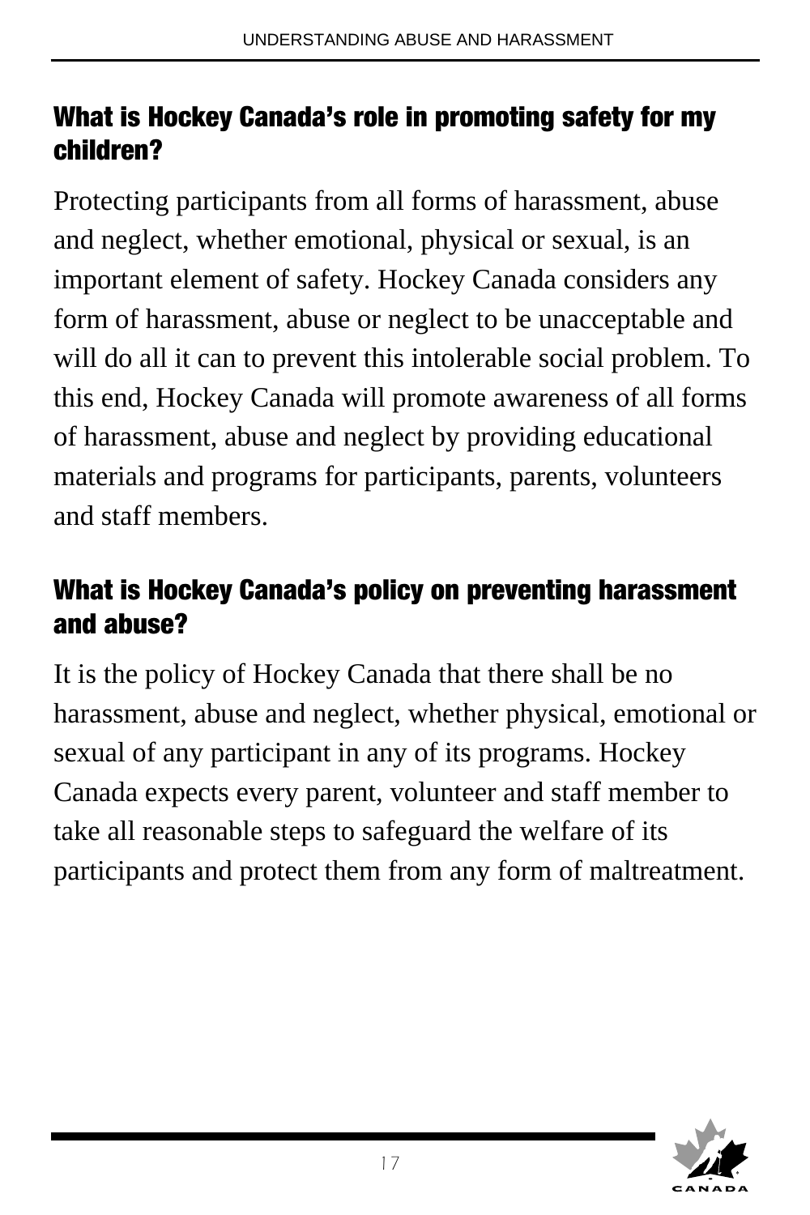## What is Hockey Canada's role in promoting safety for my children?

Protecting participants from all forms of harassment, abuse and neglect, whether emotional, physical or sexual, is an important element of safety. Hockey Canada considers any form of harassment, abuse or neglect to be unacceptable and will do all it can to prevent this intolerable social problem. To this end, Hockey Canada will promote awareness of all forms of harassment, abuse and neglect by providing educational materials and programs for participants, parents, volunteers and staff members.

## What is Hockey Canada's policy on preventing harassment and abuse?

It is the policy of Hockey Canada that there shall be no harassment, abuse and neglect, whether physical, emotional or sexual of any participant in any of its programs. Hockey Canada expects every parent, volunteer and staff member to take all reasonable steps to safeguard the welfare of its participants and protect them from any form of maltreatment.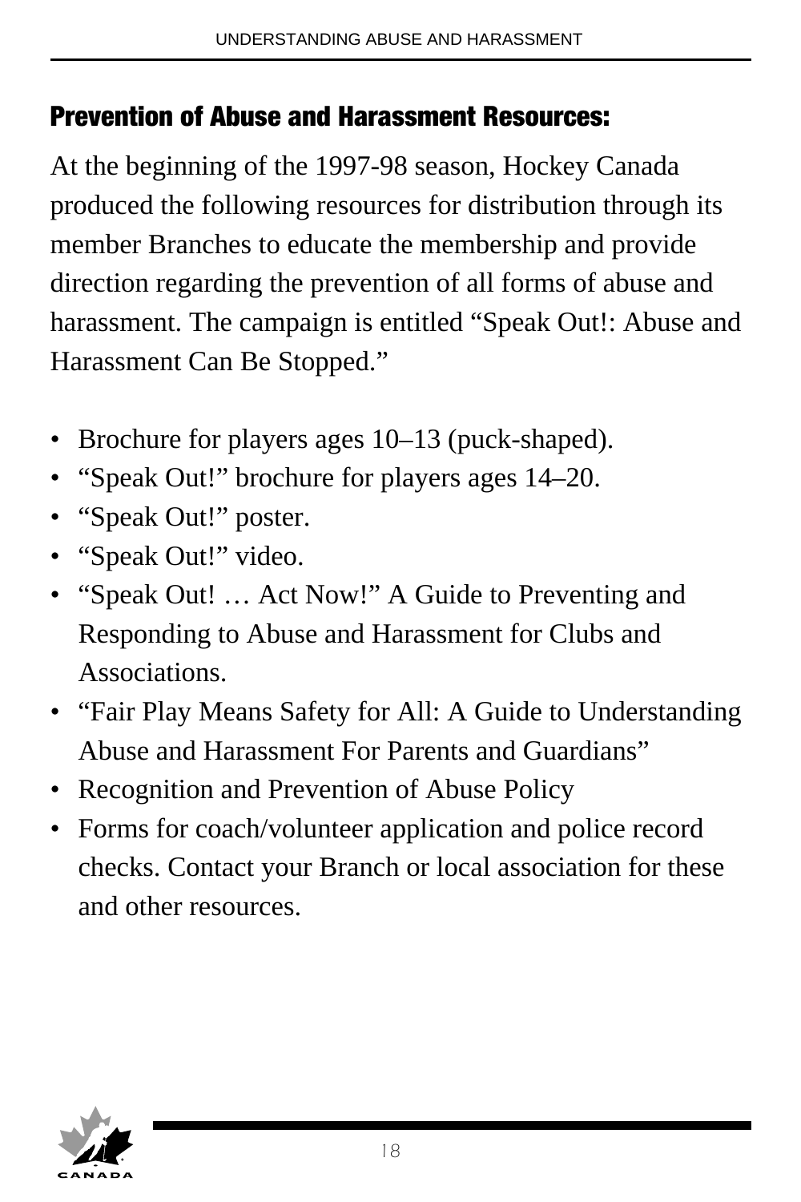## Prevention of Abuse and Harassment Resources:

At the beginning of the 1997-98 season, Hockey Canada produced the following resources for distribution through its member Branches to educate the membership and provide direction regarding the prevention of all forms of abuse and harassment. The campaign is entitled "Speak Out!: Abuse and Harassment Can Be Stopped."

- Brochure for players ages 10–13 (puck-shaped).
- "Speak Out!" brochure for players ages 14–20.
- "Speak Out!" poster.
- "Speak Out!" video.
- "Speak Out! … Act Now!" A Guide to Preventing and Responding to Abuse and Harassment for Clubs and Associations.
- "Fair Play Means Safety for All: A Guide to Understanding Abuse and Harassment For Parents and Guardians"
- Recognition and Prevention of Abuse Policy
- Forms for coach/volunteer application and police record checks. Contact your Branch or local association for these and other resources.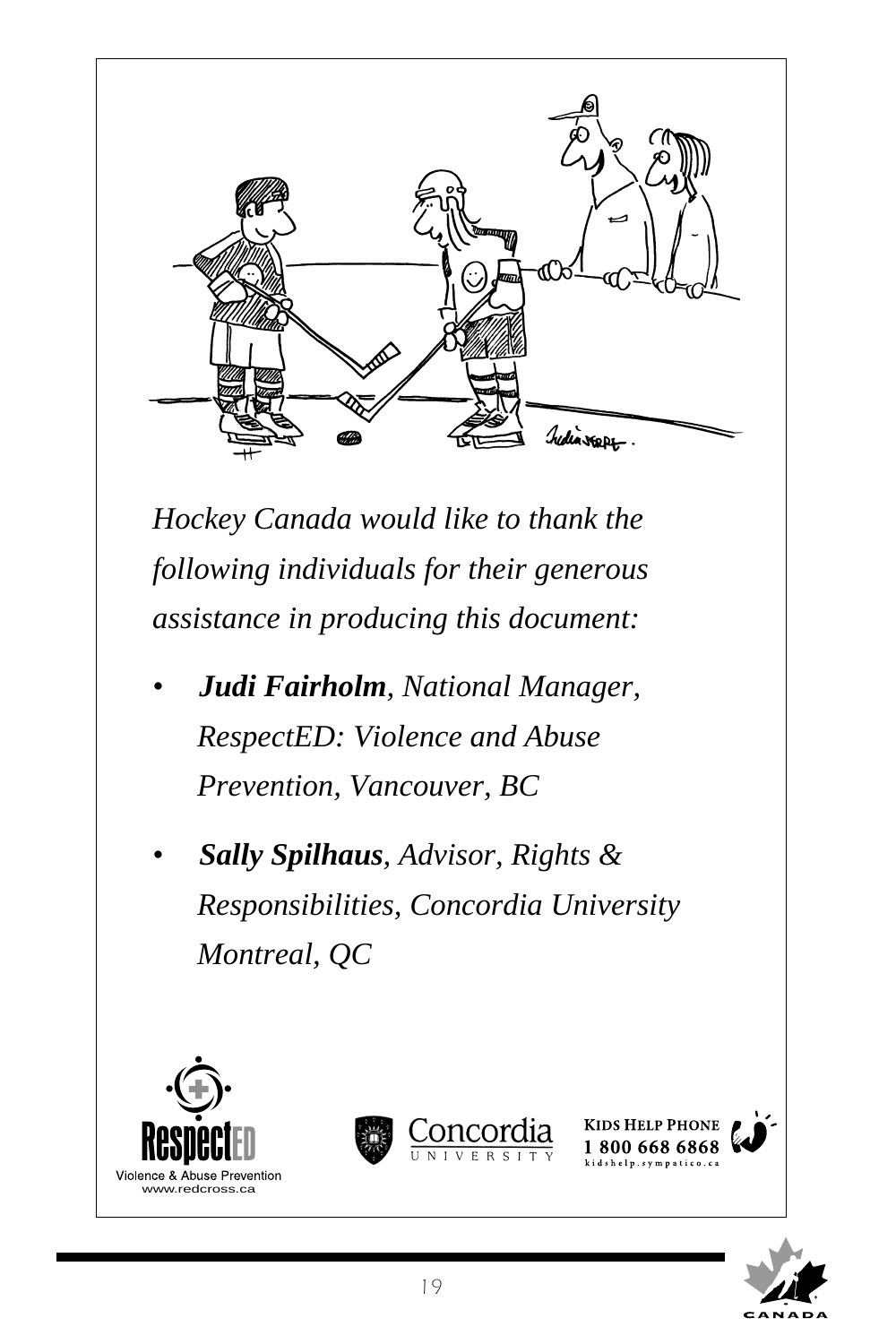*Hockey Canada would like to thank the following individuals for their generous assistance in producing this document:*

- ***Judi Fairholm**, National Manager, RespectED: Violence and Abuse Prevention, Vancouver, BC*
- ***Sally Spilhaus**, Advisor, Rights & Responsibilities, Concordia University Montreal, QC*

RespectED
Violence & Abuse Prevention
www.redcross.ca

Concordia UNIVERSITY

KIDS HELP PHONE
1 800 668 6868
kidshelp.sympatico.ca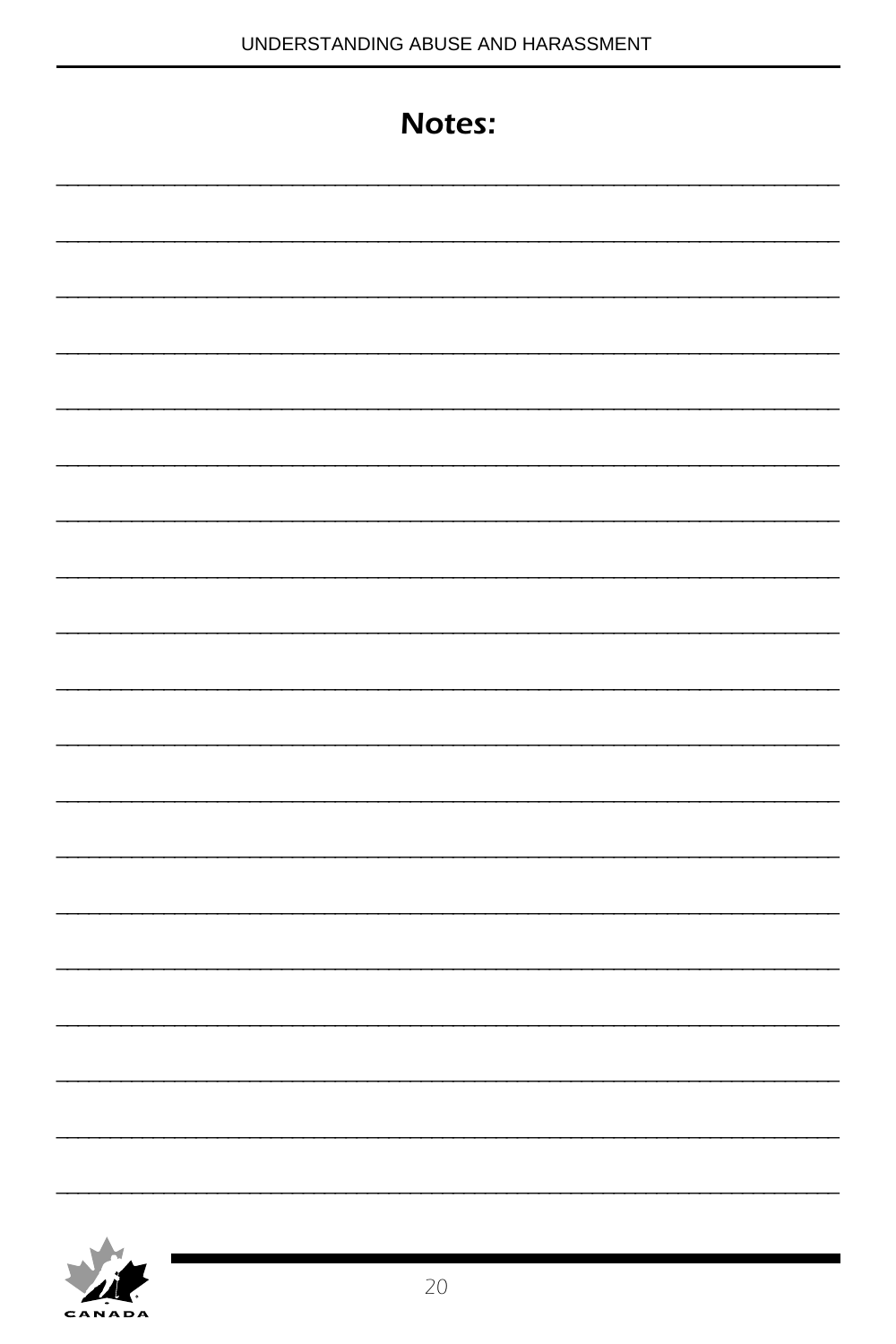## Notes: